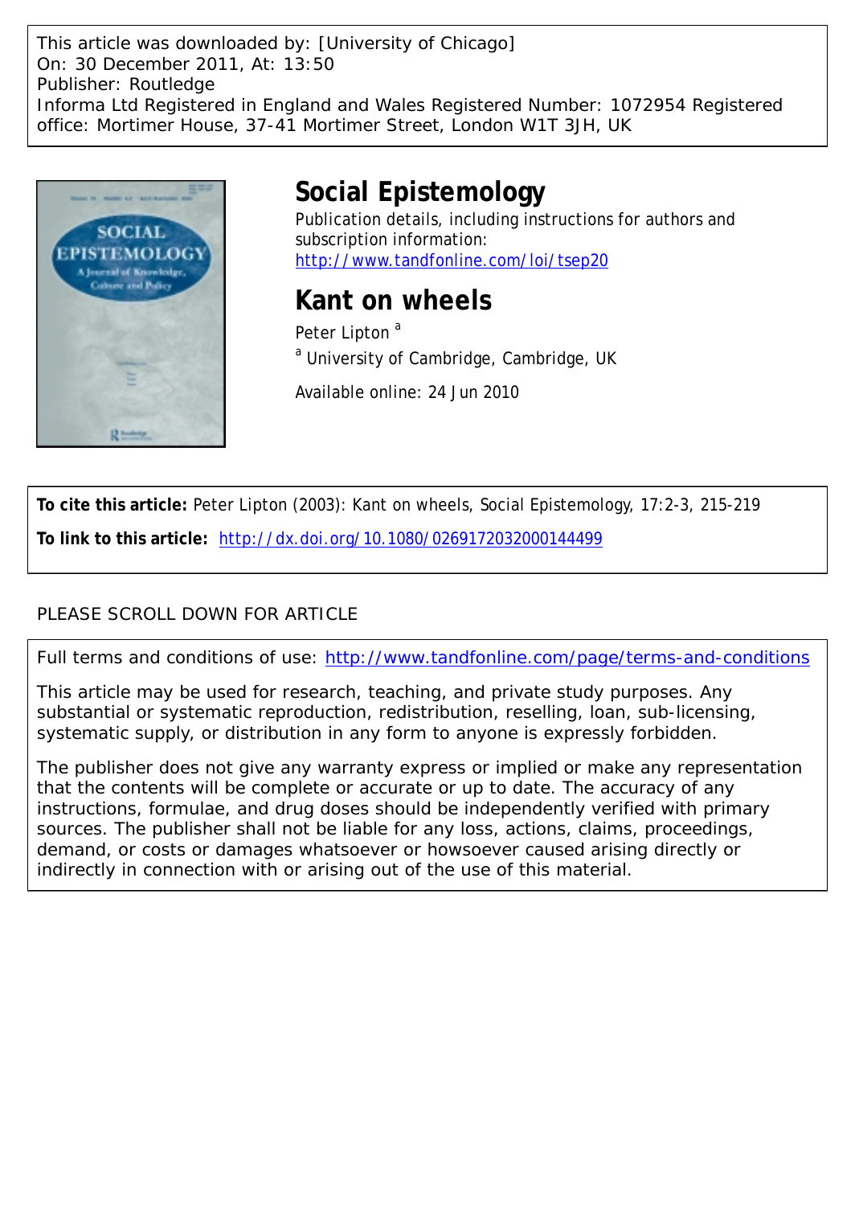This article was downloaded by: [University of Chicago]
On: 30 December 2011, At: 13:50
Publisher: Routledge
Informa Ltd Registered in England and Wales Registered Number: 1072954 Registered office: Mortimer House, 37-41 Mortimer Street, London W1T 3JH, UK

# Social Epistemology

Publication details, including instructions for authors and subscription information:
http://www.tandfonline.com/loi/tsep20

# Kant on wheels

Peter Lipton [a]

[a] University of Cambridge, Cambridge, UK

Available online: 24 Jun 2010

**To cite this article:** Peter Lipton (2003): Kant on wheels, Social Epistemology, 17:2-3, 215-219

**To link to this article:** http://dx.doi.org/10.1080/0269172032000144499

PLEASE SCROLL DOWN FOR ARTICLE

Full terms and conditions of use: http://www.tandfonline.com/page/terms-and-conditions

This article may be used for research, teaching, and private study purposes. Any substantial or systematic reproduction, redistribution, reselling, loan, sub-licensing, systematic supply, or distribution in any form to anyone is expressly forbidden.

The publisher does not give any warranty express or implied or make any representation that the contents will be complete or accurate or up to date. The accuracy of any instructions, formulae, and drug doses should be independently verified with primary sources. The publisher shall not be liable for any loss, actions, claims, proceedings, demand, or costs or damages whatsoever or howsoever caused arising directly or indirectly in connection with or arising out of the use of this material.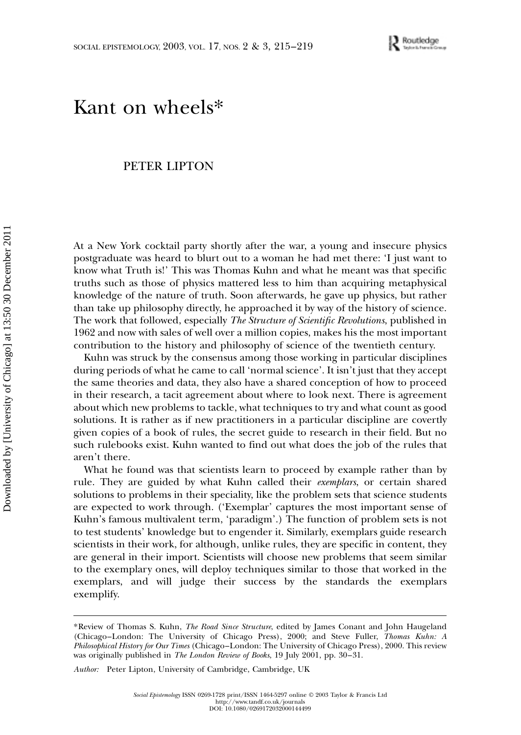# Kant on wheels*

PETER LIPTON

At a New York cocktail party shortly after the war, a young and insecure physics postgraduate was heard to blurt out to a woman he had met there: 'I just want to know what Truth is!' This was Thomas Kuhn and what he meant was that specific truths such as those of physics mattered less to him than acquiring metaphysical knowledge of the nature of truth. Soon afterwards, he gave up physics, but rather than take up philosophy directly, he approached it by way of the history of science. The work that followed, especially *The Structure of Scientific Revolutions*, published in 1962 and now with sales of well over a million copies, makes his the most important contribution to the history and philosophy of science of the twentieth century.

Kuhn was struck by the consensus among those working in particular disciplines during periods of what he came to call 'normal science'. It isn't just that they accept the same theories and data, they also have a shared conception of how to proceed in their research, a tacit agreement about where to look next. There is agreement about which new problems to tackle, what techniques to try and what count as good solutions. It is rather as if new practitioners in a particular discipline are covertly given copies of a book of rules, the secret guide to research in their field. But no such rulebooks exist. Kuhn wanted to find out what does the job of the rules that aren't there.

What he found was that scientists learn to proceed by example rather than by rule. They are guided by what Kuhn called their *exemplars*, or certain shared solutions to problems in their speciality, like the problem sets that science students are expected to work through. ('Exemplar' captures the most important sense of Kuhn's famous multivalent term, 'paradigm'.) The function of problem sets is not to test students' knowledge but to engender it. Similarly, exemplars guide research scientists in their work, for although, unlike rules, they are specific in content, they are general in their import. Scientists will choose new problems that seem similar to the exemplary ones, will deploy techniques similar to those that worked in the exemplars, and will judge their success by the standards the exemplars exemplify.

---

*Review of Thomas S. Kuhn, *The Road Since Structure*, edited by James Conant and John Haugeland (Chicago–London: The University of Chicago Press), 2000; and Steve Fuller, *Thomas Kuhn: A Philosophical History for Our Times* (Chicago–London: The University of Chicago Press), 2000. This review was originally published in *The London Review of Books*, 19 July 2001, pp. 30–31.

*Author:* Peter Lipton, University of Cambridge, Cambridge, UK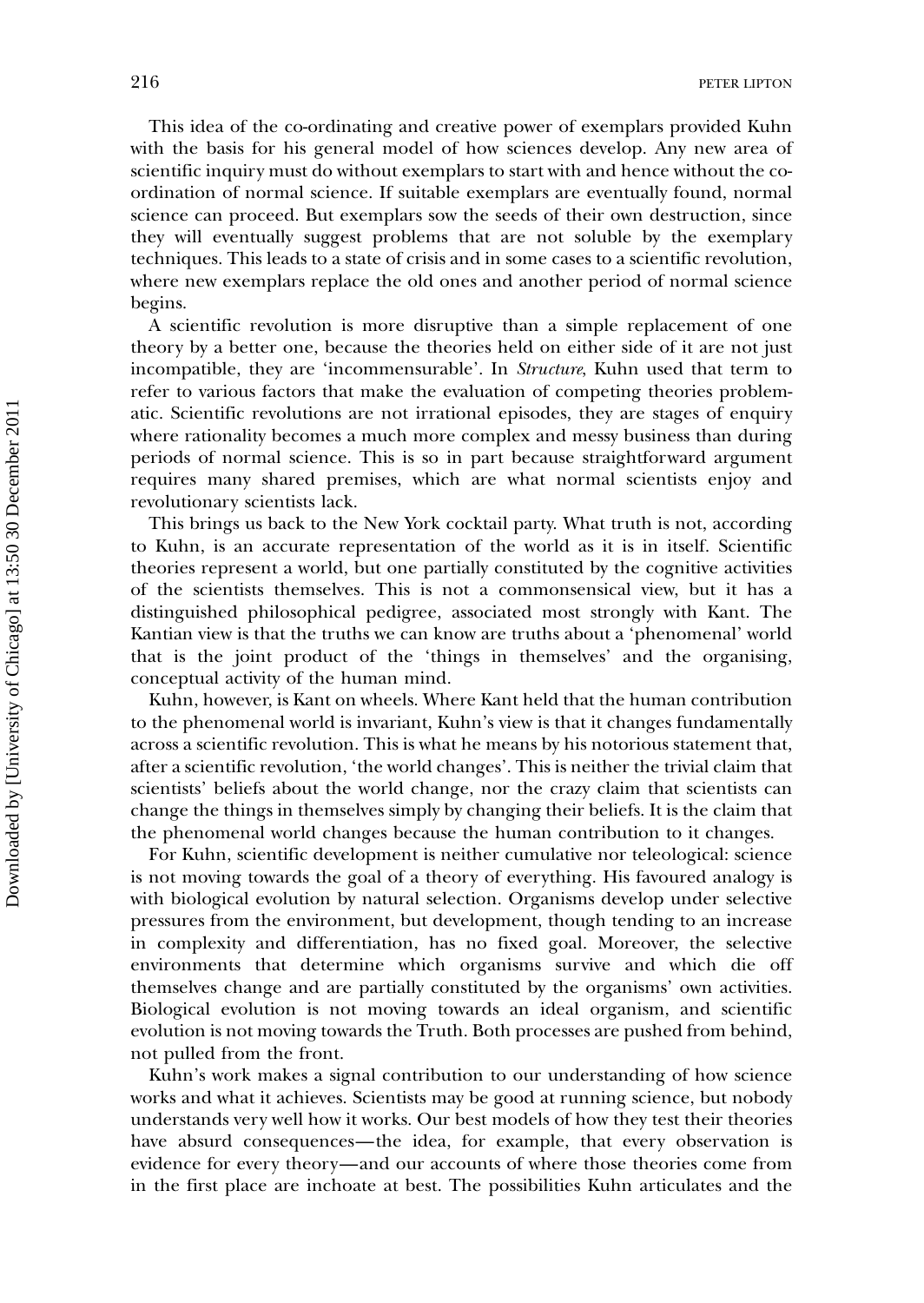This idea of the co-ordinating and creative power of exemplars provided Kuhn with the basis for his general model of how sciences develop. Any new area of scientific inquiry must do without exemplars to start with and hence without the co-ordination of normal science. If suitable exemplars are eventually found, normal science can proceed. But exemplars sow the seeds of their own destruction, since they will eventually suggest problems that are not soluble by the exemplary techniques. This leads to a state of crisis and in some cases to a scientific revolution, where new exemplars replace the old ones and another period of normal science begins.

A scientific revolution is more disruptive than a simple replacement of one theory by a better one, because the theories held on either side of it are not just incompatible, they are 'incommensurable'. In *Structure*, Kuhn used that term to refer to various factors that make the evaluation of competing theories problematic. Scientific revolutions are not irrational episodes, they are stages of enquiry where rationality becomes a much more complex and messy business than during periods of normal science. This is so in part because straightforward argument requires many shared premises, which are what normal scientists enjoy and revolutionary scientists lack.

This brings us back to the New York cocktail party. What truth is not, according to Kuhn, is an accurate representation of the world as it is in itself. Scientific theories represent a world, but one partially constituted by the cognitive activities of the scientists themselves. This is not a commonsensical view, but it has a distinguished philosophical pedigree, associated most strongly with Kant. The Kantian view is that the truths we can know are truths about a 'phenomenal' world that is the joint product of the 'things in themselves' and the organising, conceptual activity of the human mind.

Kuhn, however, is Kant on wheels. Where Kant held that the human contribution to the phenomenal world is invariant, Kuhn's view is that it changes fundamentally across a scientific revolution. This is what he means by his notorious statement that, after a scientific revolution, 'the world changes'. This is neither the trivial claim that scientists' beliefs about the world change, nor the crazy claim that scientists can change the things in themselves simply by changing their beliefs. It is the claim that the phenomenal world changes because the human contribution to it changes.

For Kuhn, scientific development is neither cumulative nor teleological: science is not moving towards the goal of a theory of everything. His favoured analogy is with biological evolution by natural selection. Organisms develop under selective pressures from the environment, but development, though tending to an increase in complexity and differentiation, has no fixed goal. Moreover, the selective environments that determine which organisms survive and which die off themselves change and are partially constituted by the organisms' own activities. Biological evolution is not moving towards an ideal organism, and scientific evolution is not moving towards the Truth. Both processes are pushed from behind, not pulled from the front.

Kuhn's work makes a signal contribution to our understanding of how science works and what it achieves. Scientists may be good at running science, but nobody understands very well how it works. Our best models of how they test their theories have absurd consequences—the idea, for example, that every observation is evidence for every theory—and our accounts of where those theories come from in the first place are inchoate at best. The possibilities Kuhn articulates and the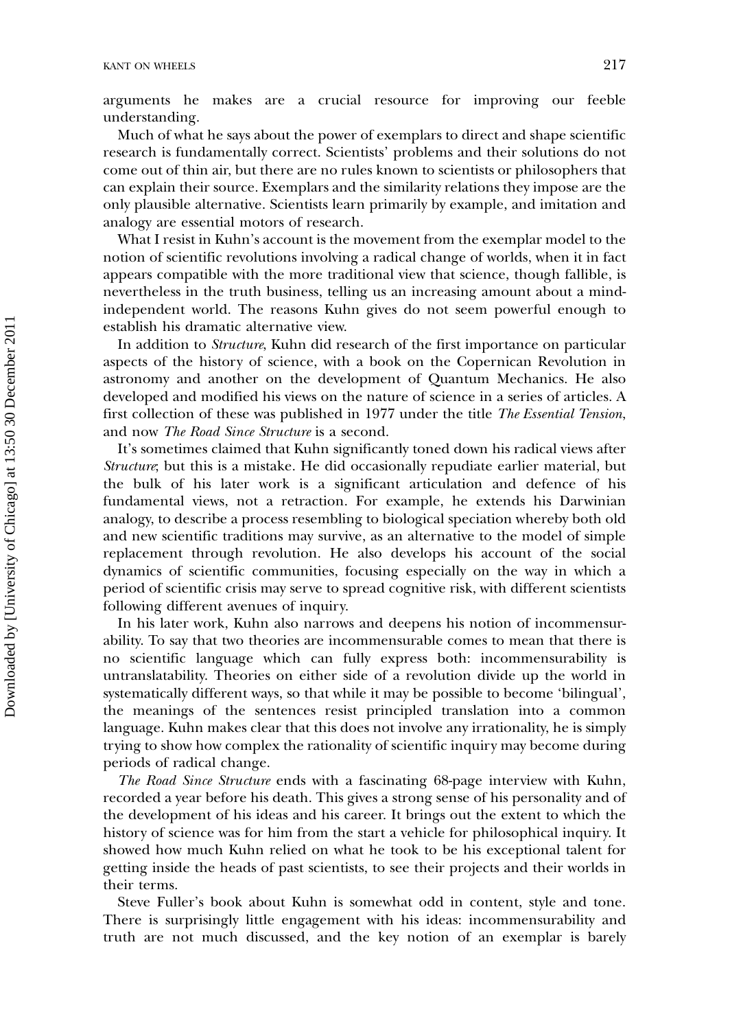arguments he makes are a crucial resource for improving our feeble understanding.

Much of what he says about the power of exemplars to direct and shape scientific research is fundamentally correct. Scientists' problems and their solutions do not come out of thin air, but there are no rules known to scientists or philosophers that can explain their source. Exemplars and the similarity relations they impose are the only plausible alternative. Scientists learn primarily by example, and imitation and analogy are essential motors of research.

What I resist in Kuhn's account is the movement from the exemplar model to the notion of scientific revolutions involving a radical change of worlds, when it in fact appears compatible with the more traditional view that science, though fallible, is nevertheless in the truth business, telling us an increasing amount about a mind-independent world. The reasons Kuhn gives do not seem powerful enough to establish his dramatic alternative view.

In addition to *Structure*, Kuhn did research of the first importance on particular aspects of the history of science, with a book on the Copernican Revolution in astronomy and another on the development of Quantum Mechanics. He also developed and modified his views on the nature of science in a series of articles. A first collection of these was published in 1977 under the title *The Essential Tension*, and now *The Road Since Structure* is a second.

It's sometimes claimed that Kuhn significantly toned down his radical views after *Structure*; but this is a mistake. He did occasionally repudiate earlier material, but the bulk of his later work is a significant articulation and defence of his fundamental views, not a retraction. For example, he extends his Darwinian analogy, to describe a process resembling to biological speciation whereby both old and new scientific traditions may survive, as an alternative to the model of simple replacement through revolution. He also develops his account of the social dynamics of scientific communities, focusing especially on the way in which a period of scientific crisis may serve to spread cognitive risk, with different scientists following different avenues of inquiry.

In his later work, Kuhn also narrows and deepens his notion of incommensurability. To say that two theories are incommensurable comes to mean that there is no scientific language which can fully express both: incommensurability is untranslatability. Theories on either side of a revolution divide up the world in systematically different ways, so that while it may be possible to become 'bilingual', the meanings of the sentences resist principled translation into a common language. Kuhn makes clear that this does not involve any irrationality, he is simply trying to show how complex the rationality of scientific inquiry may become during periods of radical change.

*The Road Since Structure* ends with a fascinating 68-page interview with Kuhn, recorded a year before his death. This gives a strong sense of his personality and of the development of his ideas and his career. It brings out the extent to which the history of science was for him from the start a vehicle for philosophical inquiry. It showed how much Kuhn relied on what he took to be his exceptional talent for getting inside the heads of past scientists, to see their projects and their worlds in their terms.

Steve Fuller's book about Kuhn is somewhat odd in content, style and tone. There is surprisingly little engagement with his ideas: incommensurability and truth are not much discussed, and the key notion of an exemplar is barely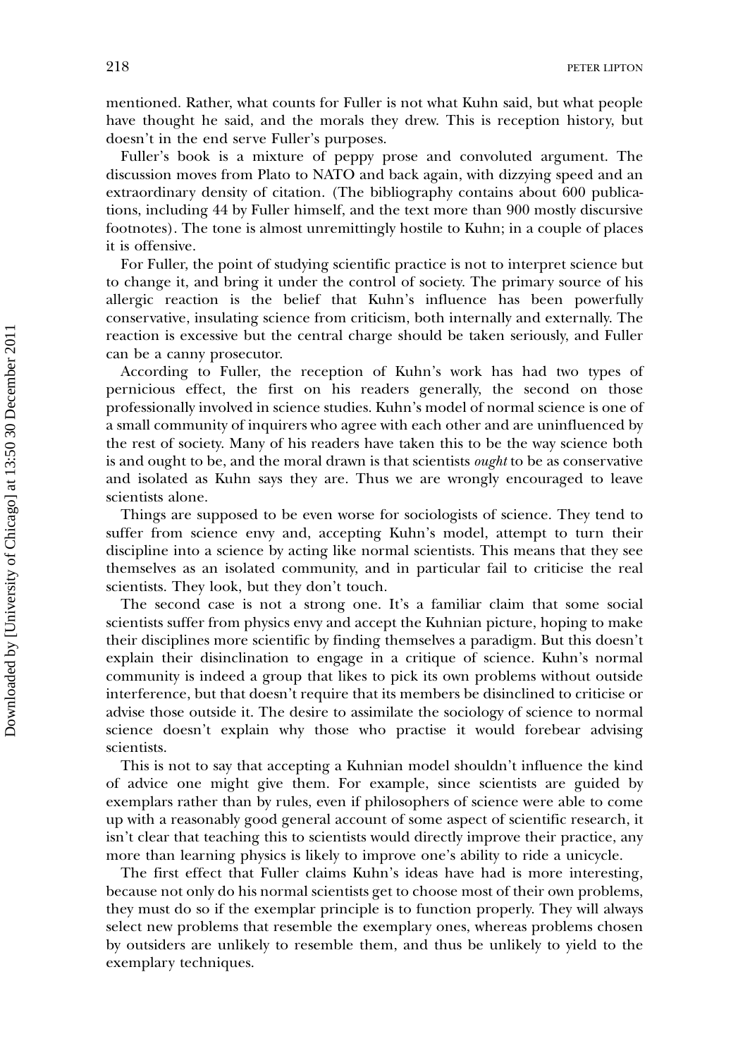mentioned. Rather, what counts for Fuller is not what Kuhn said, but what people have thought he said, and the morals they drew. This is reception history, but doesn't in the end serve Fuller's purposes.

Fuller's book is a mixture of peppy prose and convoluted argument. The discussion moves from Plato to NATO and back again, with dizzying speed and an extraordinary density of citation. (The bibliography contains about 600 publications, including 44 by Fuller himself, and the text more than 900 mostly discursive footnotes). The tone is almost unremittingly hostile to Kuhn; in a couple of places it is offensive.

For Fuller, the point of studying scientific practice is not to interpret science but to change it, and bring it under the control of society. The primary source of his allergic reaction is the belief that Kuhn's influence has been powerfully conservative, insulating science from criticism, both internally and externally. The reaction is excessive but the central charge should be taken seriously, and Fuller can be a canny prosecutor.

According to Fuller, the reception of Kuhn's work has had two types of pernicious effect, the first on his readers generally, the second on those professionally involved in science studies. Kuhn's model of normal science is one of a small community of inquirers who agree with each other and are uninfluenced by the rest of society. Many of his readers have taken this to be the way science both is and ought to be, and the moral drawn is that scientists *ought* to be as conservative and isolated as Kuhn says they are. Thus we are wrongly encouraged to leave scientists alone.

Things are supposed to be even worse for sociologists of science. They tend to suffer from science envy and, accepting Kuhn's model, attempt to turn their discipline into a science by acting like normal scientists. This means that they see themselves as an isolated community, and in particular fail to criticise the real scientists. They look, but they don't touch.

The second case is not a strong one. It's a familiar claim that some social scientists suffer from physics envy and accept the Kuhnian picture, hoping to make their disciplines more scientific by finding themselves a paradigm. But this doesn't explain their disinclination to engage in a critique of science. Kuhn's normal community is indeed a group that likes to pick its own problems without outside interference, but that doesn't require that its members be disinclined to criticise or advise those outside it. The desire to assimilate the sociology of science to normal science doesn't explain why those who practise it would forebear advising scientists.

This is not to say that accepting a Kuhnian model shouldn't influence the kind of advice one might give them. For example, since scientists are guided by exemplars rather than by rules, even if philosophers of science were able to come up with a reasonably good general account of some aspect of scientific research, it isn't clear that teaching this to scientists would directly improve their practice, any more than learning physics is likely to improve one's ability to ride a unicycle.

The first effect that Fuller claims Kuhn's ideas have had is more interesting, because not only do his normal scientists get to choose most of their own problems, they must do so if the exemplar principle is to function properly. They will always select new problems that resemble the exemplary ones, whereas problems chosen by outsiders are unlikely to resemble them, and thus be unlikely to yield to the exemplary techniques.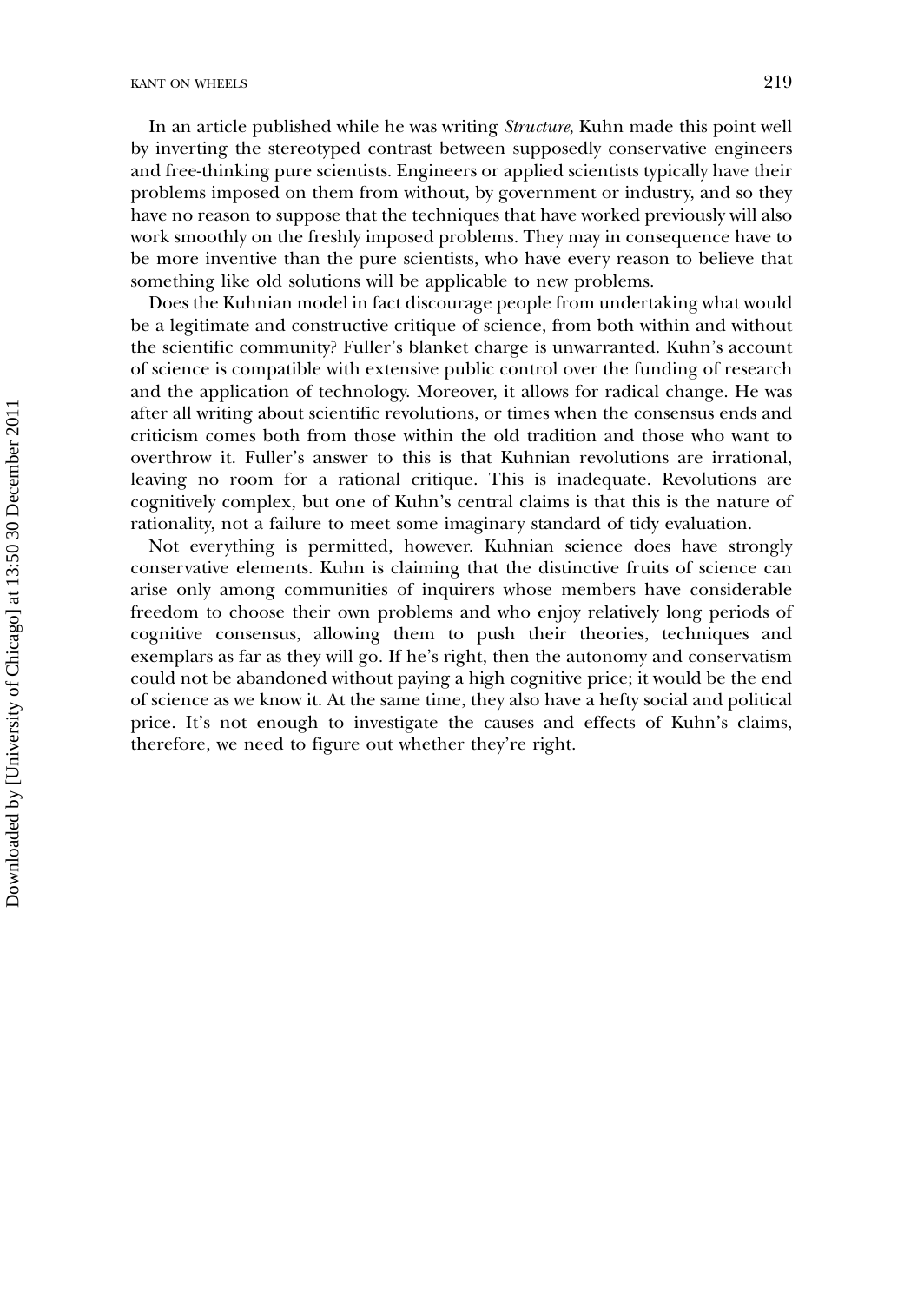In an article published while he was writing *Structure*, Kuhn made this point well by inverting the stereotyped contrast between supposedly conservative engineers and free-thinking pure scientists. Engineers or applied scientists typically have their problems imposed on them from without, by government or industry, and so they have no reason to suppose that the techniques that have worked previously will also work smoothly on the freshly imposed problems. They may in consequence have to be more inventive than the pure scientists, who have every reason to believe that something like old solutions will be applicable to new problems.

Does the Kuhnian model in fact discourage people from undertaking what would be a legitimate and constructive critique of science, from both within and without the scientific community? Fuller's blanket charge is unwarranted. Kuhn's account of science is compatible with extensive public control over the funding of research and the application of technology. Moreover, it allows for radical change. He was after all writing about scientific revolutions, or times when the consensus ends and criticism comes both from those within the old tradition and those who want to overthrow it. Fuller's answer to this is that Kuhnian revolutions are irrational, leaving no room for a rational critique. This is inadequate. Revolutions are cognitively complex, but one of Kuhn's central claims is that this is the nature of rationality, not a failure to meet some imaginary standard of tidy evaluation.

Not everything is permitted, however. Kuhnian science does have strongly conservative elements. Kuhn is claiming that the distinctive fruits of science can arise only among communities of inquirers whose members have considerable freedom to choose their own problems and who enjoy relatively long periods of cognitive consensus, allowing them to push their theories, techniques and exemplars as far as they will go. If he's right, then the autonomy and conservatism could not be abandoned without paying a high cognitive price; it would be the end of science as we know it. At the same time, they also have a hefty social and political price. It's not enough to investigate the causes and effects of Kuhn's claims, therefore, we need to figure out whether they're right.